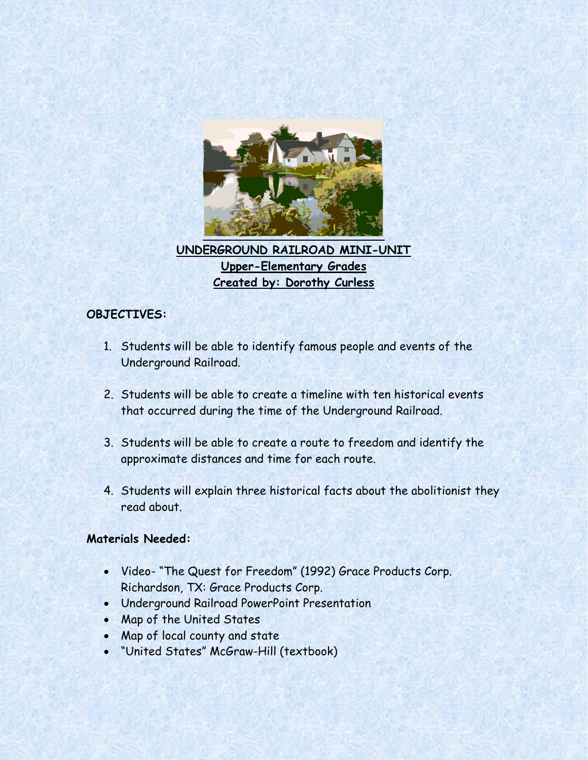# UNDERGROUND RAILROAD MINI-UNIT

**Upper-Elementary Grades**

**Created by: Dorothy Curless**

**OBJECTIVES:**

1. Students will be able to identify famous people and events of the Underground Railroad.

2. Students will be able to create a timeline with ten historical events that occurred during the time of the Underground Railroad.

3. Students will be able to create a route to freedom and identify the approximate distances and time for each route.

4. Students will explain three historical facts about the abolitionist they read about.

**Materials Needed:**

- Video- "The Quest for Freedom" (1992) Grace Products Corp. Richardson, TX: Grace Products Corp.
- Underground Railroad PowerPoint Presentation
- Map of the United States
- Map of local county and state
- "United States" McGraw-Hill (textbook)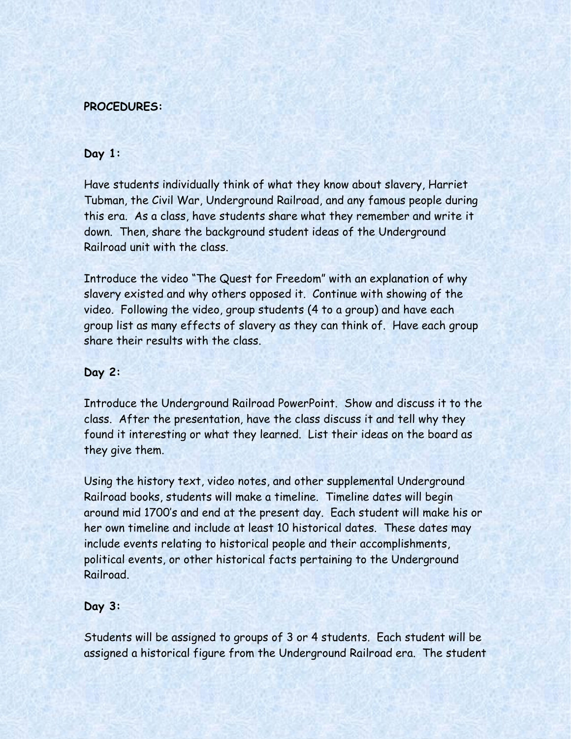**PROCEDURES:**

**Day 1:**

Have students individually think of what they know about slavery, Harriet Tubman, the Civil War, Underground Railroad, and any famous people during this era. As a class, have students share what they remember and write it down. Then, share the background student ideas of the Underground Railroad unit with the class.

Introduce the video "The Quest for Freedom" with an explanation of why slavery existed and why others opposed it. Continue with showing of the video. Following the video, group students (4 to a group) and have each group list as many effects of slavery as they can think of. Have each group share their results with the class.

**Day 2:**

Introduce the Underground Railroad PowerPoint. Show and discuss it to the class. After the presentation, have the class discuss it and tell why they found it interesting or what they learned. List their ideas on the board as they give them.

Using the history text, video notes, and other supplemental Underground Railroad books, students will make a timeline. Timeline dates will begin around mid 1700's and end at the present day. Each student will make his or her own timeline and include at least 10 historical dates. These dates may include events relating to historical people and their accomplishments, political events, or other historical facts pertaining to the Underground Railroad.

**Day 3:**

Students will be assigned to groups of 3 or 4 students. Each student will be assigned a historical figure from the Underground Railroad era. The student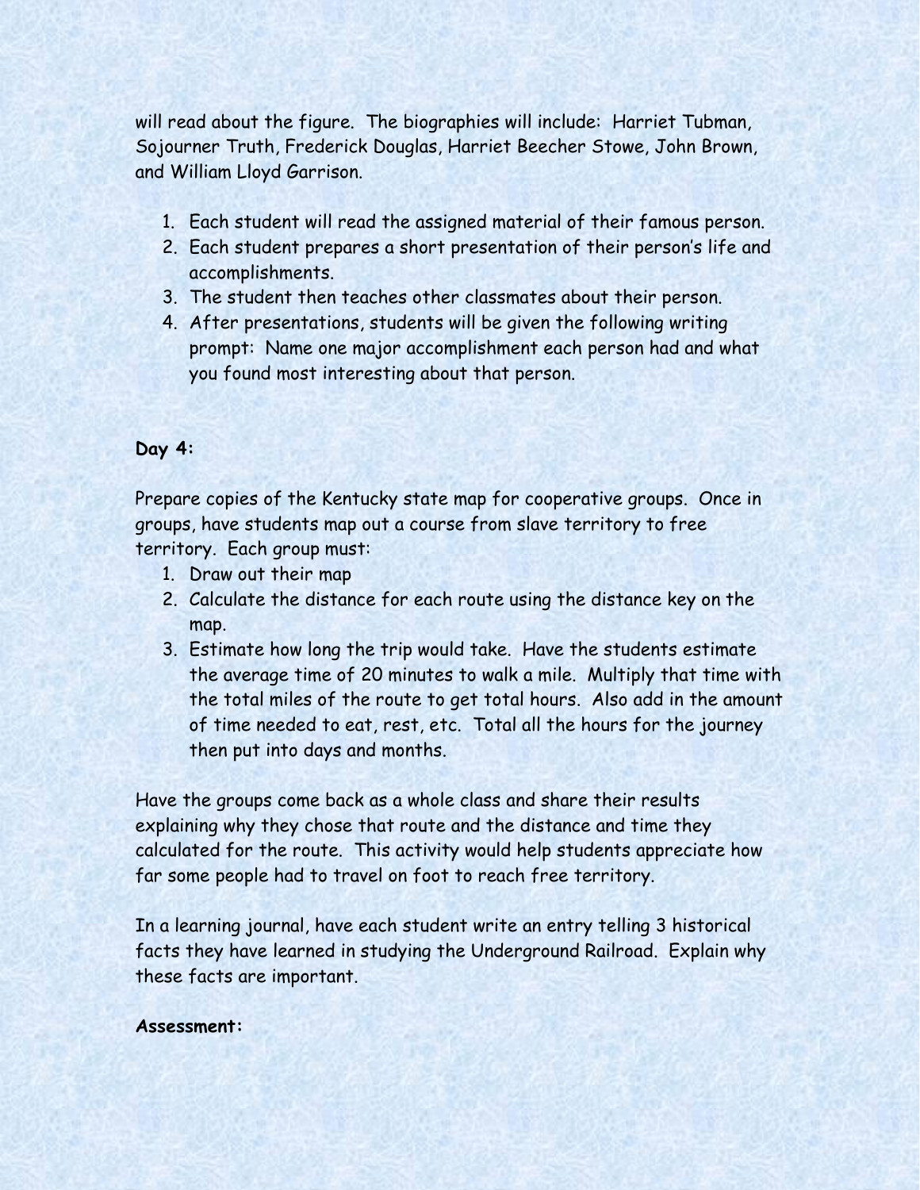will read about the figure. The biographies will include: Harriet Tubman, Sojourner Truth, Frederick Douglas, Harriet Beecher Stowe, John Brown, and William Lloyd Garrison.

1. Each student will read the assigned material of their famous person.
2. Each student prepares a short presentation of their person's life and accomplishments.
3. The student then teaches other classmates about their person.
4. After presentations, students will be given the following writing prompt: Name one major accomplishment each person had and what you found most interesting about that person.

**Day 4:**

Prepare copies of the Kentucky state map for cooperative groups. Once in groups, have students map out a course from slave territory to free territory. Each group must:

1. Draw out their map
2. Calculate the distance for each route using the distance key on the map.
3. Estimate how long the trip would take. Have the students estimate the average time of 20 minutes to walk a mile. Multiply that time with the total miles of the route to get total hours. Also add in the amount of time needed to eat, rest, etc. Total all the hours for the journey then put into days and months.

Have the groups come back as a whole class and share their results explaining why they chose that route and the distance and time they calculated for the route. This activity would help students appreciate how far some people had to travel on foot to reach free territory.

In a learning journal, have each student write an entry telling 3 historical facts they have learned in studying the Underground Railroad. Explain why these facts are important.

**Assessment:**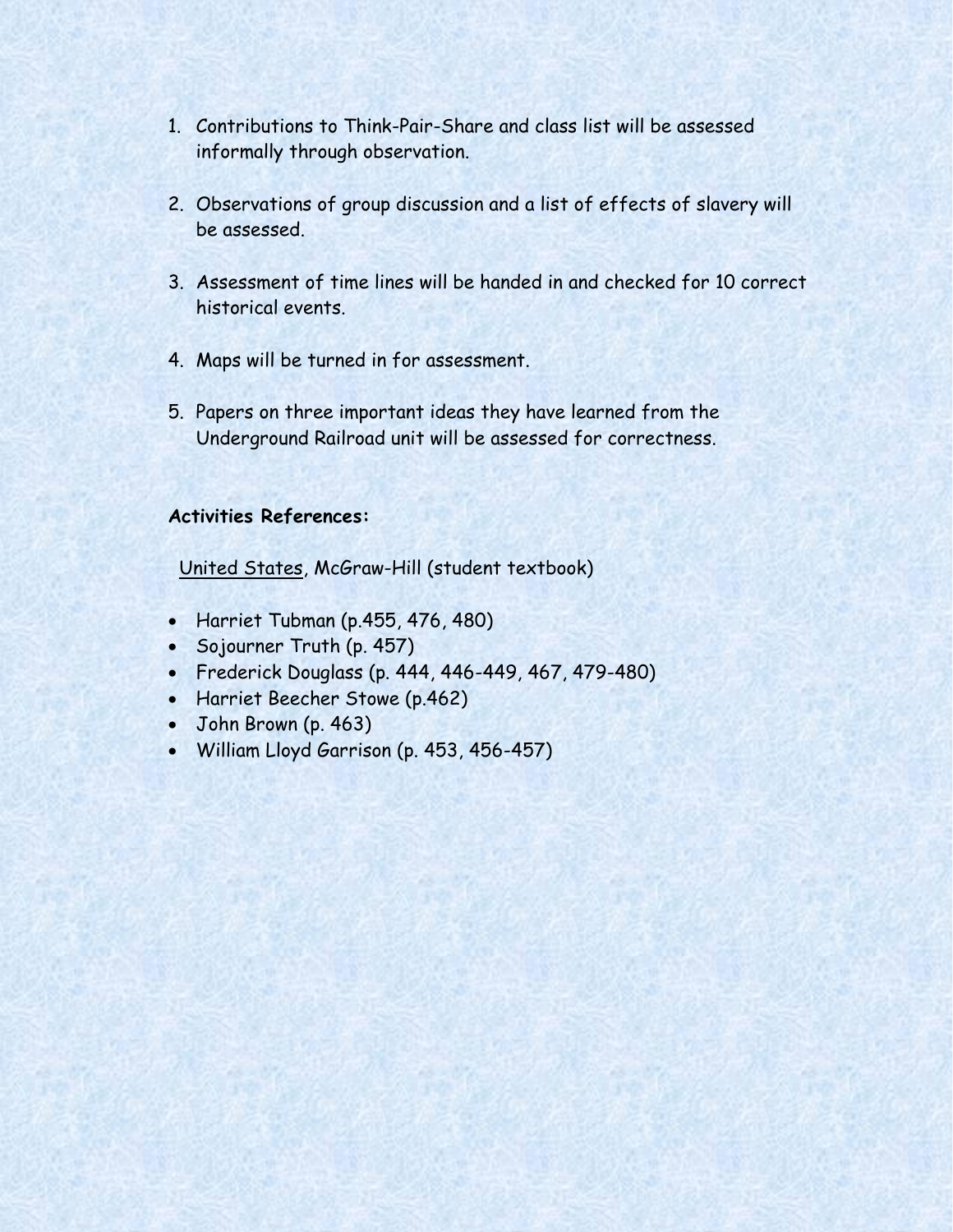1. Contributions to Think-Pair-Share and class list will be assessed informally through observation.

2. Observations of group discussion and a list of effects of slavery will be assessed.

3. Assessment of time lines will be handed in and checked for 10 correct historical events.

4. Maps will be turned in for assessment.

5. Papers on three important ideas they have learned from the Underground Railroad unit will be assessed for correctness.

**Activities References:**

<u>United States</u>, McGraw-Hill (student textbook)

- Harriet Tubman (p.455, 476, 480)
- Sojourner Truth (p. 457)
- Frederick Douglass (p. 444, 446-449, 467, 479-480)
- Harriet Beecher Stowe (p.462)
- John Brown (p. 463)
- William Lloyd Garrison (p. 453, 456-457)